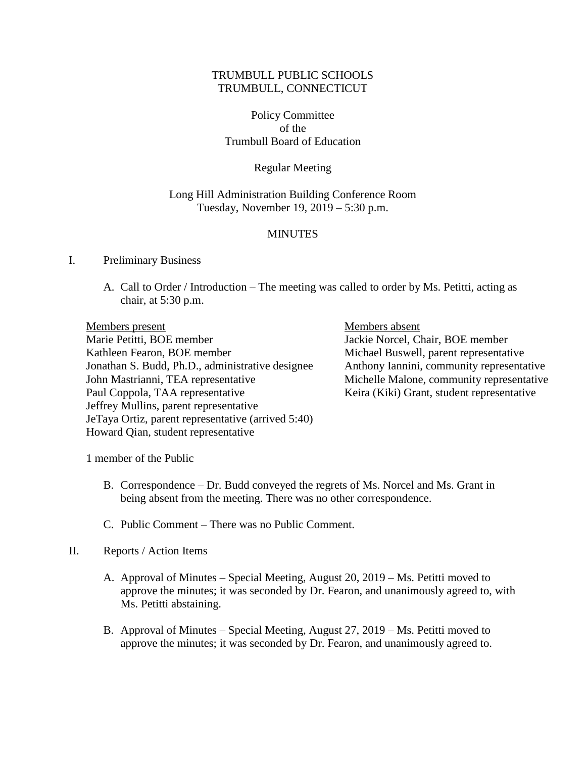TRUMBULL PUBLIC SCHOOLS
TRUMBULL, CONNECTICUT

Policy Committee
of the
Trumbull Board of Education

Regular Meeting

Long Hill Administration Building Conference Room
Tuesday, November 19, 2019 – 5:30 p.m.

MINUTES

I. Preliminary Business

A. Call to Order / Introduction – The meeting was called to order by Ms. Petitti, acting as chair, at 5:30 p.m.

Members present
Marie Petitti, BOE member
Kathleen Fearon, BOE member
Jonathan S. Budd, Ph.D., administrative designee
John Mastrianni, TEA representative
Paul Coppola, TAA representative
Jeffrey Mullins, parent representative
JeTaya Ortiz, parent representative (arrived 5:40)
Howard Qian, student representative

Members absent
Jackie Norcel, Chair, BOE member
Michael Buswell, parent representative
Anthony Iannini, community representative
Michelle Malone, community representative
Keira (Kiki) Grant, student representative

1 member of the Public

B. Correspondence – Dr. Budd conveyed the regrets of Ms. Norcel and Ms. Grant in being absent from the meeting. There was no other correspondence.

C. Public Comment – There was no Public Comment.

II. Reports / Action Items

A. Approval of Minutes – Special Meeting, August 20, 2019 – Ms. Petitti moved to approve the minutes; it was seconded by Dr. Fearon, and unanimously agreed to, with Ms. Petitti abstaining.

B. Approval of Minutes – Special Meeting, August 27, 2019 – Ms. Petitti moved to approve the minutes; it was seconded by Dr. Fearon, and unanimously agreed to.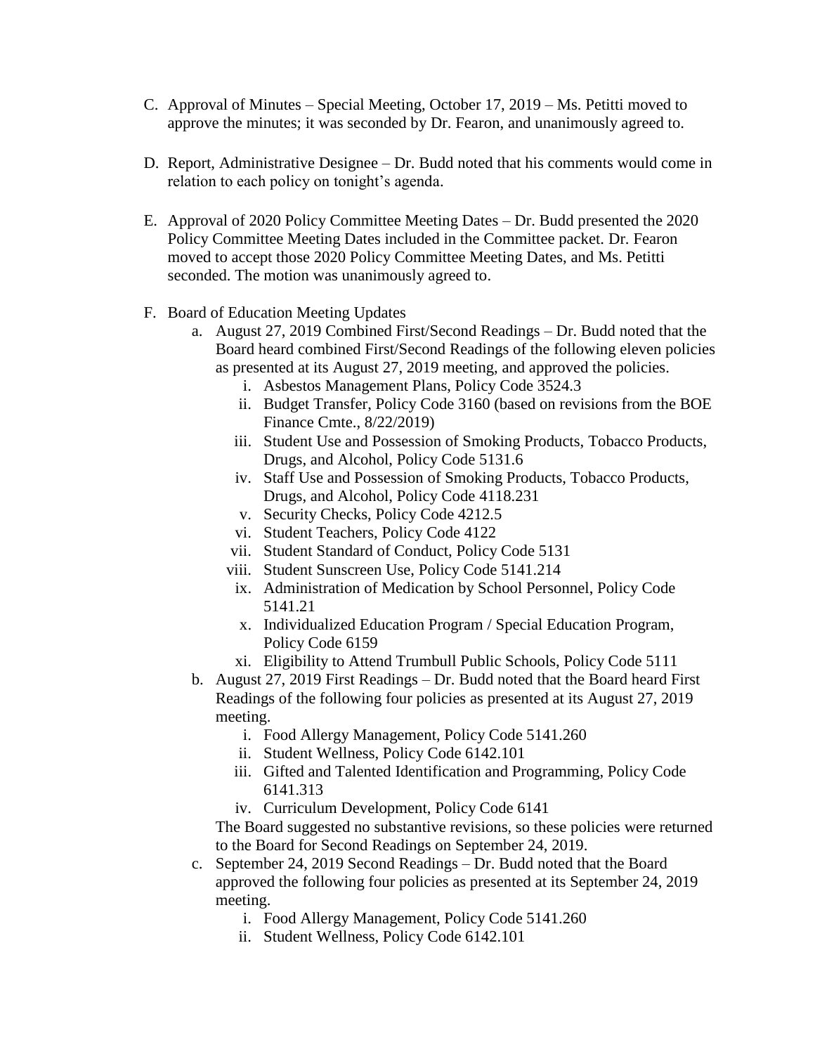C. Approval of Minutes – Special Meeting, October 17, 2019 – Ms. Petitti moved to approve the minutes; it was seconded by Dr. Fearon, and unanimously agreed to.

D. Report, Administrative Designee – Dr. Budd noted that his comments would come in relation to each policy on tonight's agenda.

E. Approval of 2020 Policy Committee Meeting Dates – Dr. Budd presented the 2020 Policy Committee Meeting Dates included in the Committee packet. Dr. Fearon moved to accept those 2020 Policy Committee Meeting Dates, and Ms. Petitti seconded. The motion was unanimously agreed to.

F. Board of Education Meeting Updates
   a. August 27, 2019 Combined First/Second Readings – Dr. Budd noted that the Board heard combined First/Second Readings of the following eleven policies as presented at its August 27, 2019 meeting, and approved the policies.
      i. Asbestos Management Plans, Policy Code 3524.3
      ii. Budget Transfer, Policy Code 3160 (based on revisions from the BOE Finance Cmte., 8/22/2019)
      iii. Student Use and Possession of Smoking Products, Tobacco Products, Drugs, and Alcohol, Policy Code 5131.6
      iv. Staff Use and Possession of Smoking Products, Tobacco Products, Drugs, and Alcohol, Policy Code 4118.231
      v. Security Checks, Policy Code 4212.5
      vi. Student Teachers, Policy Code 4122
      vii. Student Standard of Conduct, Policy Code 5131
      viii. Student Sunscreen Use, Policy Code 5141.214
      ix. Administration of Medication by School Personnel, Policy Code 5141.21
      x. Individualized Education Program / Special Education Program, Policy Code 6159
      xi. Eligibility to Attend Trumbull Public Schools, Policy Code 5111
   b. August 27, 2019 First Readings – Dr. Budd noted that the Board heard First Readings of the following four policies as presented at its August 27, 2019 meeting.
      i. Food Allergy Management, Policy Code 5141.260
      ii. Student Wellness, Policy Code 6142.101
      iii. Gifted and Talented Identification and Programming, Policy Code 6141.313
      iv. Curriculum Development, Policy Code 6141

      The Board suggested no substantive revisions, so these policies were returned to the Board for Second Readings on September 24, 2019.
   c. September 24, 2019 Second Readings – Dr. Budd noted that the Board approved the following four policies as presented at its September 24, 2019 meeting.
      i. Food Allergy Management, Policy Code 5141.260
      ii. Student Wellness, Policy Code 6142.101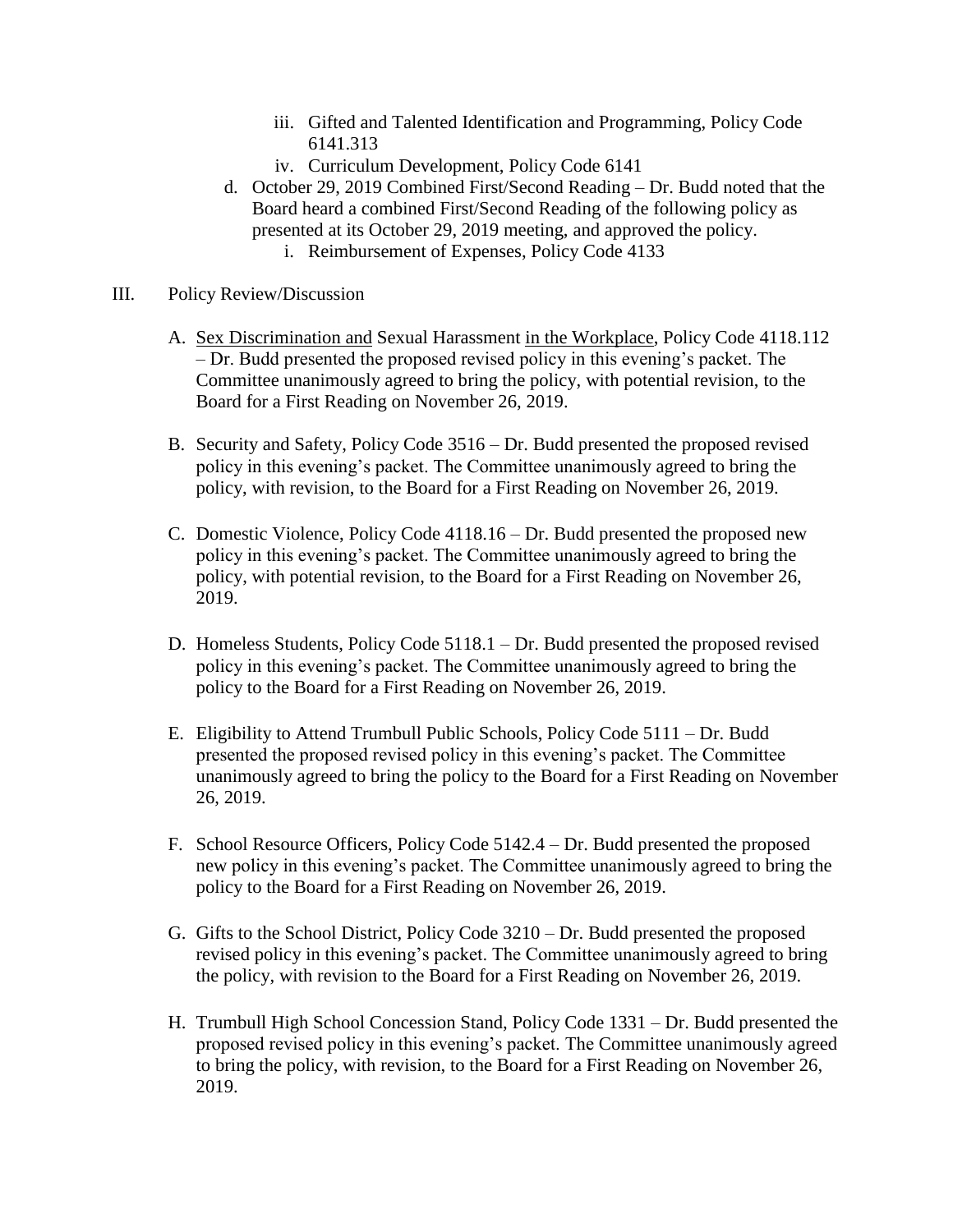- iii. Gifted and Talented Identification and Programming, Policy Code 6141.313
   - iv. Curriculum Development, Policy Code 6141

d. October 29, 2019 Combined First/Second Reading – Dr. Budd noted that the Board heard a combined First/Second Reading of the following policy as presented at its October 29, 2019 meeting, and approved the policy.
   - i. Reimbursement of Expenses, Policy Code 4133

III. Policy Review/Discussion

A. <u>Sex Discrimination and</u> Sexual Harassment <u>in the Workplace</u>, Policy Code 4118.112 – Dr. Budd presented the proposed revised policy in this evening's packet. The Committee unanimously agreed to bring the policy, with potential revision, to the Board for a First Reading on November 26, 2019.

B. Security and Safety, Policy Code 3516 – Dr. Budd presented the proposed revised policy in this evening's packet. The Committee unanimously agreed to bring the policy, with revision, to the Board for a First Reading on November 26, 2019.

C. Domestic Violence, Policy Code 4118.16 – Dr. Budd presented the proposed new policy in this evening's packet. The Committee unanimously agreed to bring the policy, with potential revision, to the Board for a First Reading on November 26, 2019.

D. Homeless Students, Policy Code 5118.1 – Dr. Budd presented the proposed revised policy in this evening's packet. The Committee unanimously agreed to bring the policy to the Board for a First Reading on November 26, 2019.

E. Eligibility to Attend Trumbull Public Schools, Policy Code 5111 – Dr. Budd presented the proposed revised policy in this evening's packet. The Committee unanimously agreed to bring the policy to the Board for a First Reading on November 26, 2019.

F. School Resource Officers, Policy Code 5142.4 – Dr. Budd presented the proposed new policy in this evening's packet. The Committee unanimously agreed to bring the policy to the Board for a First Reading on November 26, 2019.

G. Gifts to the School District, Policy Code 3210 – Dr. Budd presented the proposed revised policy in this evening's packet. The Committee unanimously agreed to bring the policy, with revision to the Board for a First Reading on November 26, 2019.

H. Trumbull High School Concession Stand, Policy Code 1331 – Dr. Budd presented the proposed revised policy in this evening's packet. The Committee unanimously agreed to bring the policy, with revision, to the Board for a First Reading on November 26, 2019.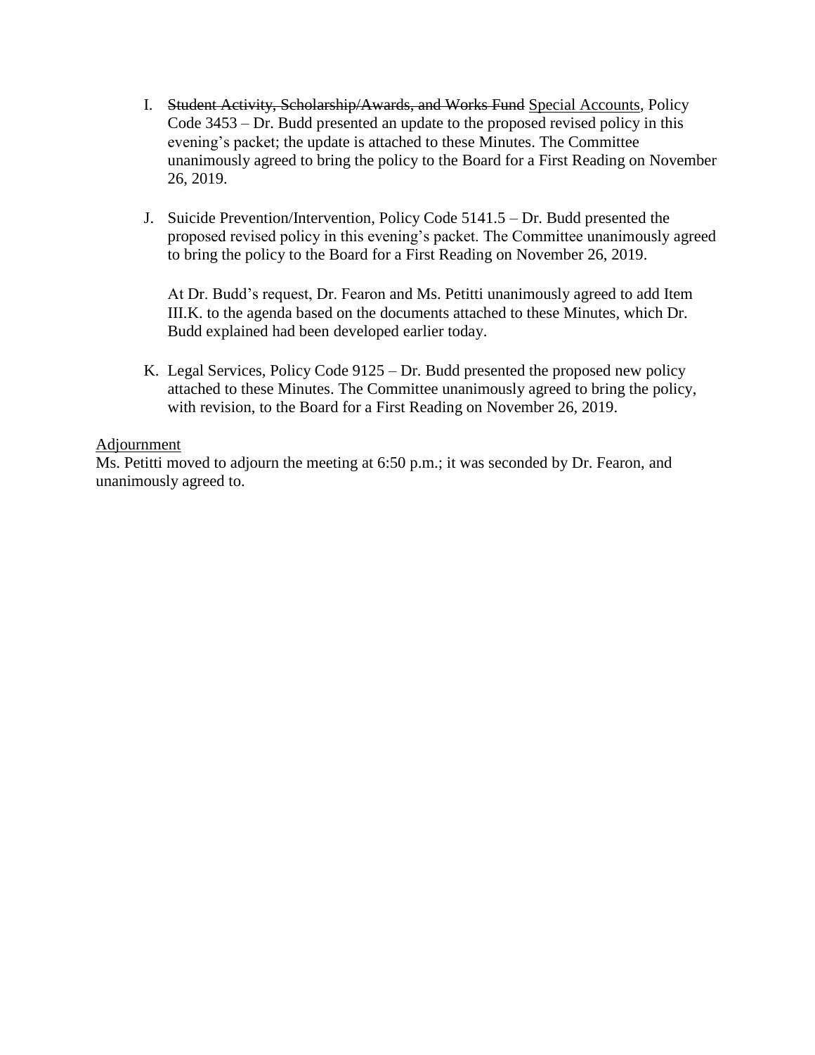I. ~~Student Activity, Scholarship/Awards, and Works Fund~~ <u>Special Accounts</u>, Policy Code 3453 – Dr. Budd presented an update to the proposed revised policy in this evening's packet; the update is attached to these Minutes. The Committee unanimously agreed to bring the policy to the Board for a First Reading on November 26, 2019.

J. Suicide Prevention/Intervention, Policy Code 5141.5 – Dr. Budd presented the proposed revised policy in this evening's packet. The Committee unanimously agreed to bring the policy to the Board for a First Reading on November 26, 2019.

   At Dr. Budd's request, Dr. Fearon and Ms. Petitti unanimously agreed to add Item III.K. to the agenda based on the documents attached to these Minutes, which Dr. Budd explained had been developed earlier today.

K. Legal Services, Policy Code 9125 – Dr. Budd presented the proposed new policy attached to these Minutes. The Committee unanimously agreed to bring the policy, with revision, to the Board for a First Reading on November 26, 2019.

<u>Adjournment</u>

Ms. Petitti moved to adjourn the meeting at 6:50 p.m.; it was seconded by Dr. Fearon, and unanimously agreed to.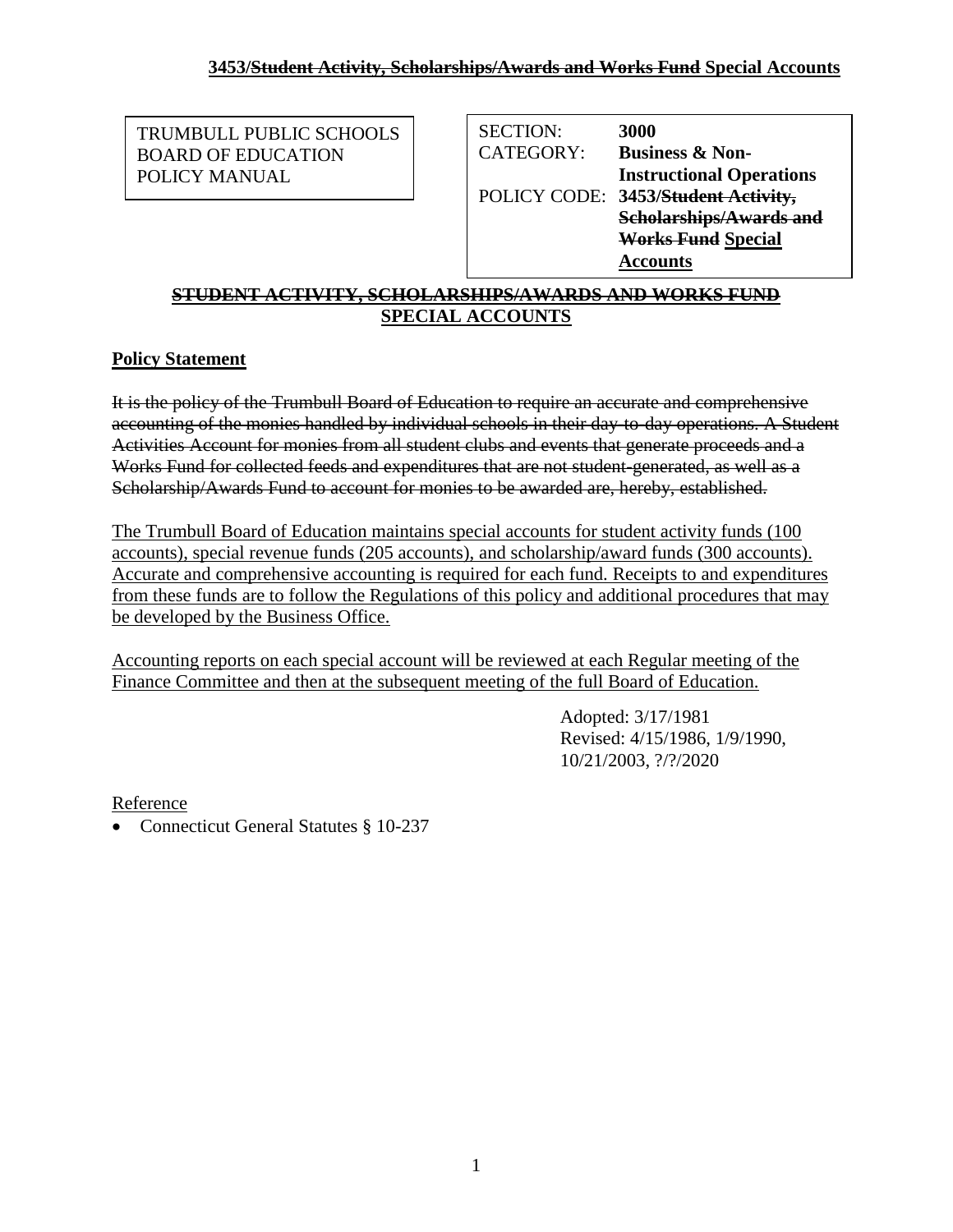# 3453/~~Student Activity, Scholarships/Awards and Works Fund~~ Special Accounts

| TRUMBULL PUBLIC SCHOOLS BOARD OF EDUCATION POLICY MANUAL | SECTION: | **3000** |
|---|---|---|
| | CATEGORY: | **Business & Non-Instructional Operations** |
| | POLICY CODE: | **3453/~~Student Activity, Scholarships/Awards and Works Fund~~ Special Accounts** |

## ~~STUDENT ACTIVITY, SCHOLARSHIPS/AWARDS AND WORKS FUND~~ SPECIAL ACCOUNTS

**Policy Statement**

~~It is the policy of the Trumbull Board of Education to require an accurate and comprehensive accounting of the monies handled by individual schools in their day-to-day operations. A Student Activities Account for monies from all student clubs and events that generate proceeds and a Works Fund for collected feeds and expenditures that are not student-generated, as well as a Scholarship/Awards Fund to account for monies to be awarded are, hereby, established.~~

The Trumbull Board of Education maintains special accounts for student activity funds (100 accounts), special revenue funds (205 accounts), and scholarship/award funds (300 accounts). Accurate and comprehensive accounting is required for each fund. Receipts to and expenditures from these funds are to follow the Regulations of this policy and additional procedures that may be developed by the Business Office.

Accounting reports on each special account will be reviewed at each Regular meeting of the Finance Committee and then at the subsequent meeting of the full Board of Education.

Adopted: 3/17/1981
Revised: 4/15/1986, 1/9/1990, 10/21/2003, ?/?/2020

Reference

- Connecticut General Statutes § 10-237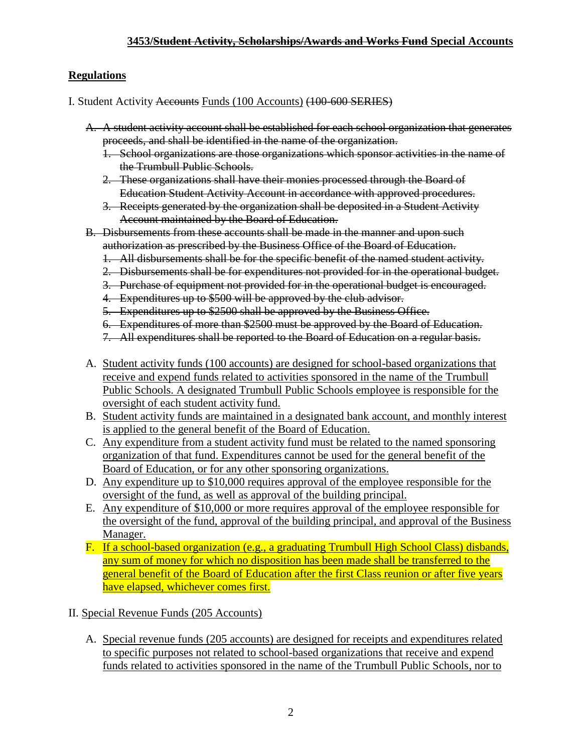**3453/~~Student Activity, Scholarships/Awards and Works Fund~~ Special Accounts**

**Regulations**

I. Student Activity ~~Accounts~~ Funds (100 Accounts) ~~(100-600 SERIES)~~

~~A. A student activity account shall be established for each school organization that generates proceeds, and shall be identified in the name of the organization.~~

~~1. School organizations are those organizations which sponsor activities in the name of the Trumbull Public Schools.~~

~~2. These organizations shall have their monies processed through the Board of Education Student Activity Account in accordance with approved procedures.~~

~~3. Receipts generated by the organization shall be deposited in a Student Activity Account maintained by the Board of Education.~~

~~B. Disbursements from these accounts shall be made in the manner and upon such authorization as prescribed by the Business Office of the Board of Education.~~

~~1. All disbursements shall be for the specific benefit of the named student activity.~~

~~2. Disbursements shall be for expenditures not provided for in the operational budget.~~

~~3. Purchase of equipment not provided for in the operational budget is encouraged.~~

~~4. Expenditures up to \$500 will be approved by the club advisor.~~

~~5. Expenditures up to \$2500 shall be approved by the Business Office.~~

~~6. Expenditures of more than \$2500 must be approved by the Board of Education.~~

~~7. All expenditures shall be reported to the Board of Education on a regular basis.~~

A. Student activity funds (100 accounts) are designed for school-based organizations that receive and expend funds related to activities sponsored in the name of the Trumbull Public Schools. A designated Trumbull Public Schools employee is responsible for the oversight of each student activity fund.

B. Student activity funds are maintained in a designated bank account, and monthly interest is applied to the general benefit of the Board of Education.

C. Any expenditure from a student activity fund must be related to the named sponsoring organization of that fund. Expenditures cannot be used for the general benefit of the Board of Education, or for any other sponsoring organizations.

D. Any expenditure up to \$10,000 requires approval of the employee responsible for the oversight of the fund, as well as approval of the building principal.

E. Any expenditure of \$10,000 or more requires approval of the employee responsible for the oversight of the fund, approval of the building principal, and approval of the Business Manager.

F. If a school-based organization (e.g., a graduating Trumbull High School Class) disbands, any sum of money for which no disposition has been made shall be transferred to the general benefit of the Board of Education after the first Class reunion or after five years have elapsed, whichever comes first.

II. Special Revenue Funds (205 Accounts)

A. Special revenue funds (205 accounts) are designed for receipts and expenditures related to specific purposes not related to school-based organizations that receive and expend funds related to activities sponsored in the name of the Trumbull Public Schools, nor to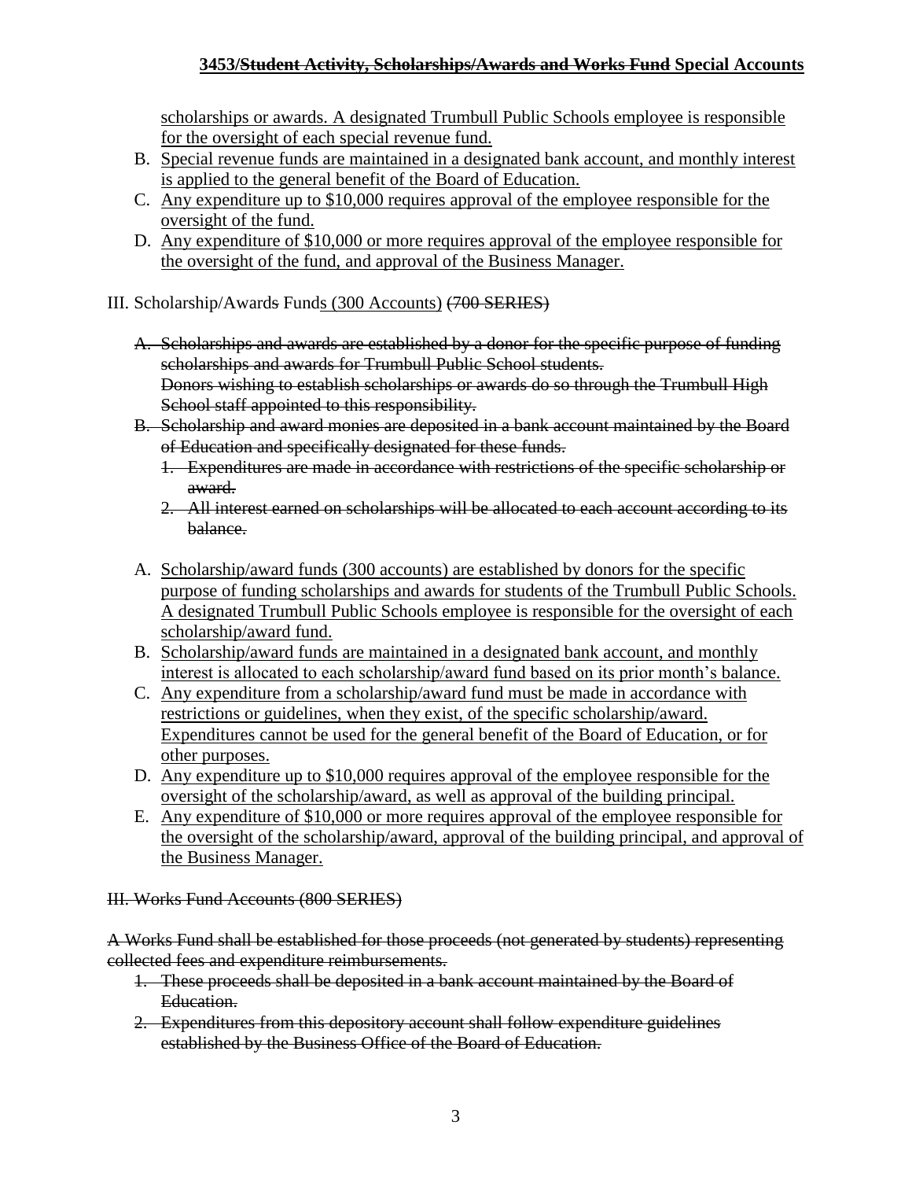scholarships or awards. A designated Trumbull Public Schools employee is responsible for the oversight of each special revenue fund.

B. Special revenue funds are maintained in a designated bank account, and monthly interest is applied to the general benefit of the Board of Education.
C. Any expenditure up to $10,000 requires approval of the employee responsible for the oversight of the fund.
D. Any expenditure of $10,000 or more requires approval of the employee responsible for the oversight of the fund, and approval of the Business Manager.

III. Scholarship/Awards Funds (300 Accounts) ~~(700 SERIES)~~

~~A. Scholarships and awards are established by a donor for the specific purpose of funding scholarships and awards for Trumbull Public School students.~~
~~Donors wishing to establish scholarships or awards do so through the Trumbull High School staff appointed to this responsibility.~~
~~B. Scholarship and award monies are deposited in a bank account maintained by the Board of Education and specifically designated for these funds.~~
~~1. Expenditures are made in accordance with restrictions of the specific scholarship or award.~~
~~2. All interest earned on scholarships will be allocated to each account according to its balance.~~

A. Scholarship/award funds (300 accounts) are established by donors for the specific purpose of funding scholarships and awards for students of the Trumbull Public Schools. A designated Trumbull Public Schools employee is responsible for the oversight of each scholarship/award fund.
B. Scholarship/award funds are maintained in a designated bank account, and monthly interest is allocated to each scholarship/award fund based on its prior month's balance.
C. Any expenditure from a scholarship/award fund must be made in accordance with restrictions or guidelines, when they exist, of the specific scholarship/award. Expenditures cannot be used for the general benefit of the Board of Education, or for other purposes.
D. Any expenditure up to $10,000 requires approval of the employee responsible for the oversight of the scholarship/award, as well as approval of the building principal.
E. Any expenditure of $10,000 or more requires approval of the employee responsible for the oversight of the scholarship/award, approval of the building principal, and approval of the Business Manager.

~~III. Works Fund Accounts (800 SERIES)~~

~~A Works Fund shall be established for those proceeds (not generated by students) representing collected fees and expenditure reimbursements.~~

~~1. These proceeds shall be deposited in a bank account maintained by the Board of Education.~~
~~2. Expenditures from this depository account shall follow expenditure guidelines established by the Business Office of the Board of Education.~~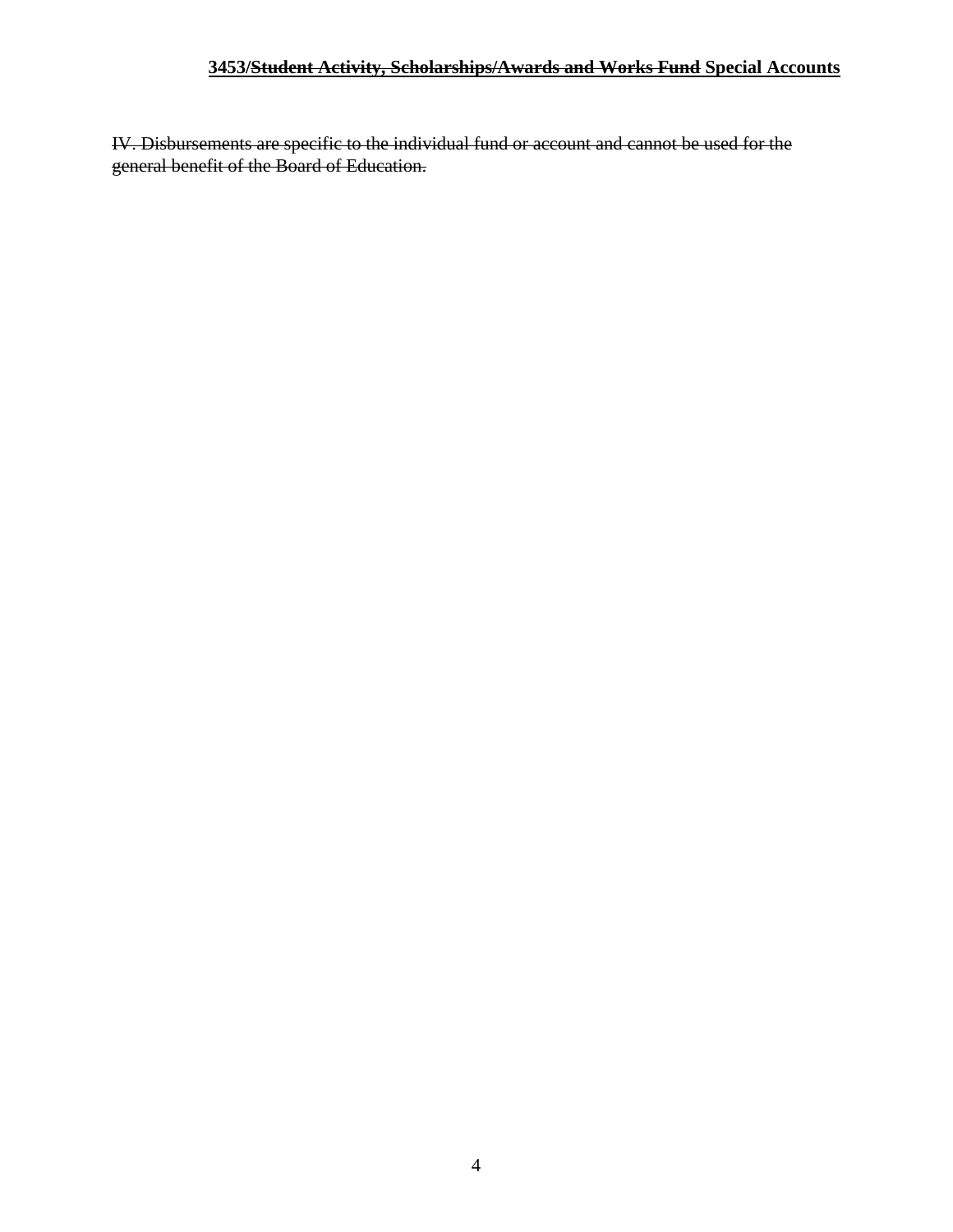~~IV. Disbursements are specific to the individual fund or account and cannot be used for the general benefit of the Board of Education.~~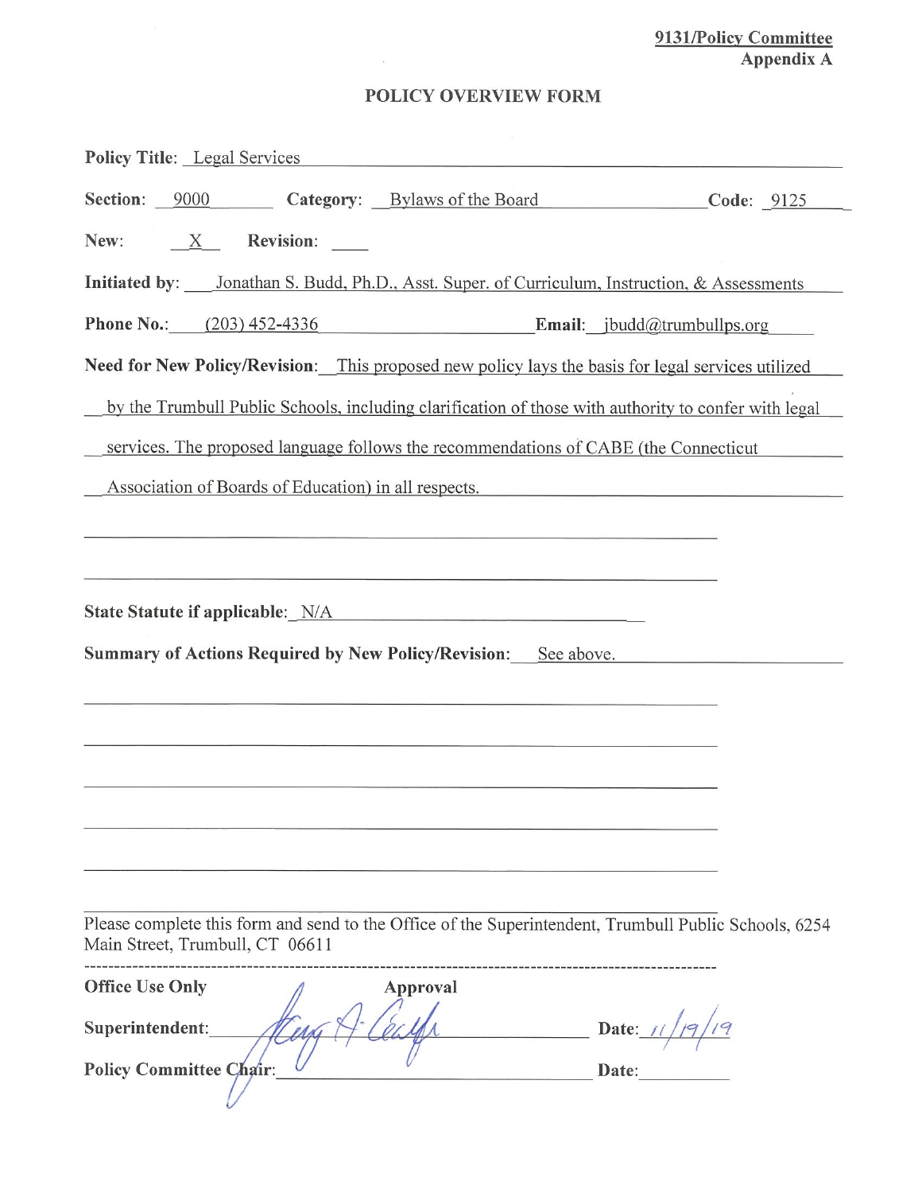**9131/Policy Committee**
**Appendix A**

## POLICY OVERVIEW FORM

**Policy Title**: Legal Services

**Section**: 9000 **Category**: Bylaws of the Board **Code**: 9125

**New**: X **Revision**: ____

**Initiated by**: Jonathan S. Budd, Ph.D., Asst. Super. of Curriculum, Instruction, & Assessments

**Phone No.**: (203) 452-4336 **Email**: jbudd@trumbullps.org

**Need for New Policy/Revision**: This proposed new policy lays the basis for legal services utilized by the Trumbull Public Schools, including clarification of those with authority to confer with legal services. The proposed language follows the recommendations of CABE (the Connecticut Association of Boards of Education) in all respects.

**State Statute if applicable**: N/A

**Summary of Actions Required by New Policy/Revision**: See above.

Please complete this form and send to the Office of the Superintendent, Trumbull Public Schools, 6254 Main Street, Trumbull, CT 06611

---

**Office Use Only** **Approval**

**Superintendent**: [signature] **Date**: 11/19/19

**Policy Committee Chair**: ________ **Date**: ________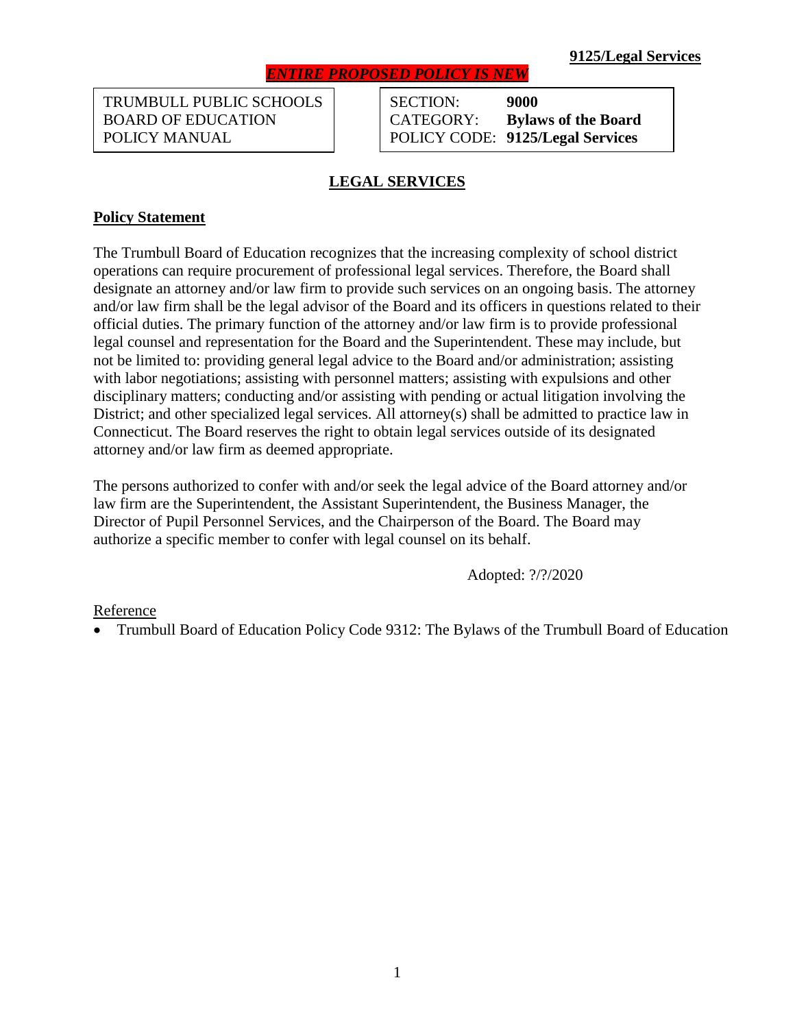9125/Legal Services

***ENTIRE PROPOSED POLICY IS NEW***

| | |
|---|---|
| TRUMBULL PUBLIC SCHOOLS<br>BOARD OF EDUCATION<br>POLICY MANUAL | SECTION: **9000**<br>CATEGORY: **Bylaws of the Board**<br>POLICY CODE: **9125/Legal Services** |

# LEGAL SERVICES

## Policy Statement

The Trumbull Board of Education recognizes that the increasing complexity of school district operations can require procurement of professional legal services. Therefore, the Board shall designate an attorney and/or law firm to provide such services on an ongoing basis. The attorney and/or law firm shall be the legal advisor of the Board and its officers in questions related to their official duties. The primary function of the attorney and/or law firm is to provide professional legal counsel and representation for the Board and the Superintendent. These may include, but not be limited to: providing general legal advice to the Board and/or administration; assisting with labor negotiations; assisting with personnel matters; assisting with expulsions and other disciplinary matters; conducting and/or assisting with pending or actual litigation involving the District; and other specialized legal services. All attorney(s) shall be admitted to practice law in Connecticut. The Board reserves the right to obtain legal services outside of its designated attorney and/or law firm as deemed appropriate.

The persons authorized to confer with and/or seek the legal advice of the Board attorney and/or law firm are the Superintendent, the Assistant Superintendent, the Business Manager, the Director of Pupil Personnel Services, and the Chairperson of the Board. The Board may authorize a specific member to confer with legal counsel on its behalf.

Adopted: ?/?/2020

Reference

- Trumbull Board of Education Policy Code 9312: The Bylaws of the Trumbull Board of Education